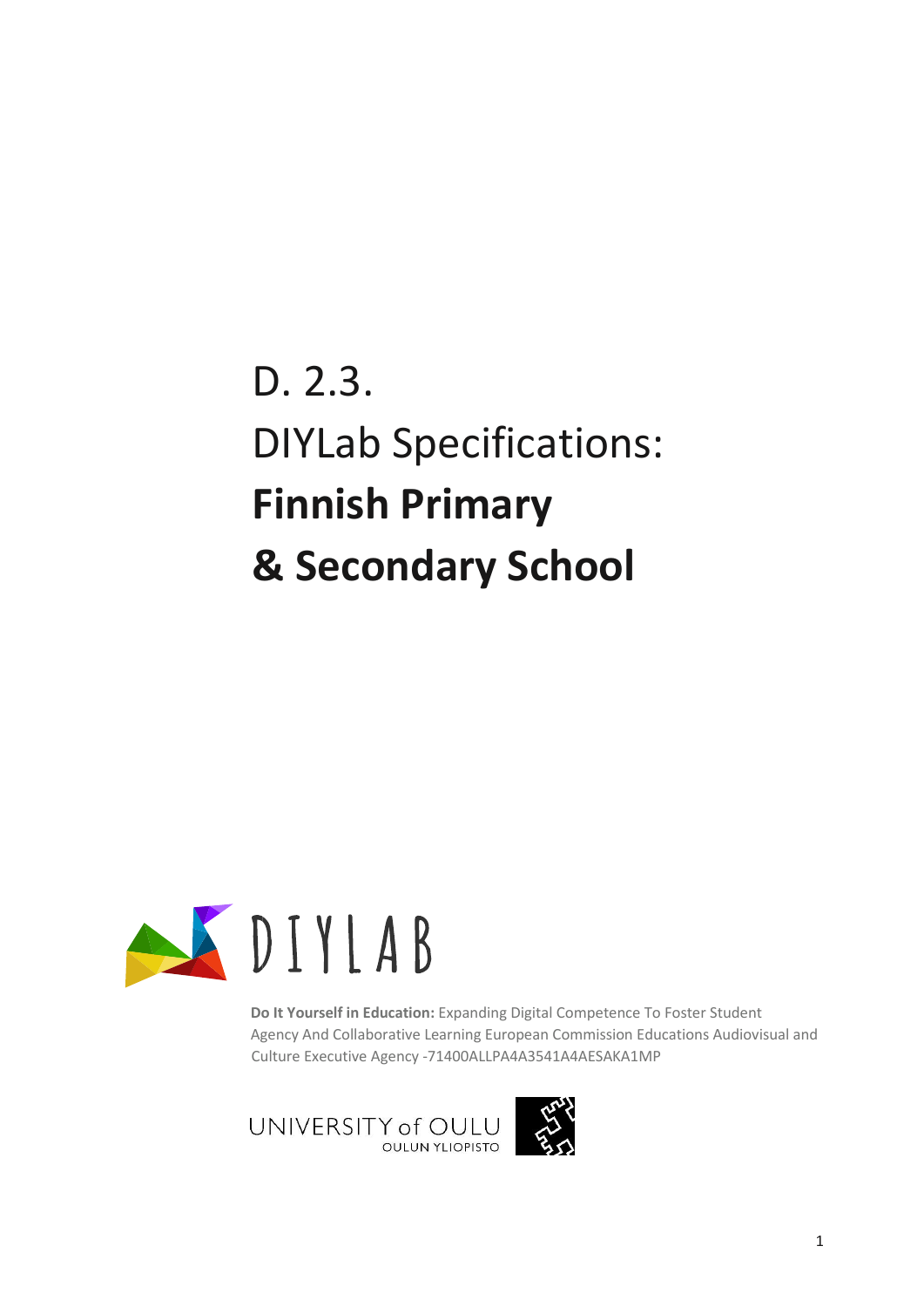# D. 2.3.

# DIYLab Specifications: **Finnish Primary & Secondary School**

DIYLAB

**Do It Yourself in Education:** Expanding Digital Competence To Foster Student Agency And Collaborative Learning European Commission Educations Audiovisual and Culture Executive Agency -71400ALLPA4A3541A4AESAKA1MP

UNIVERSITY of OULU
OULUN YLIOPISTO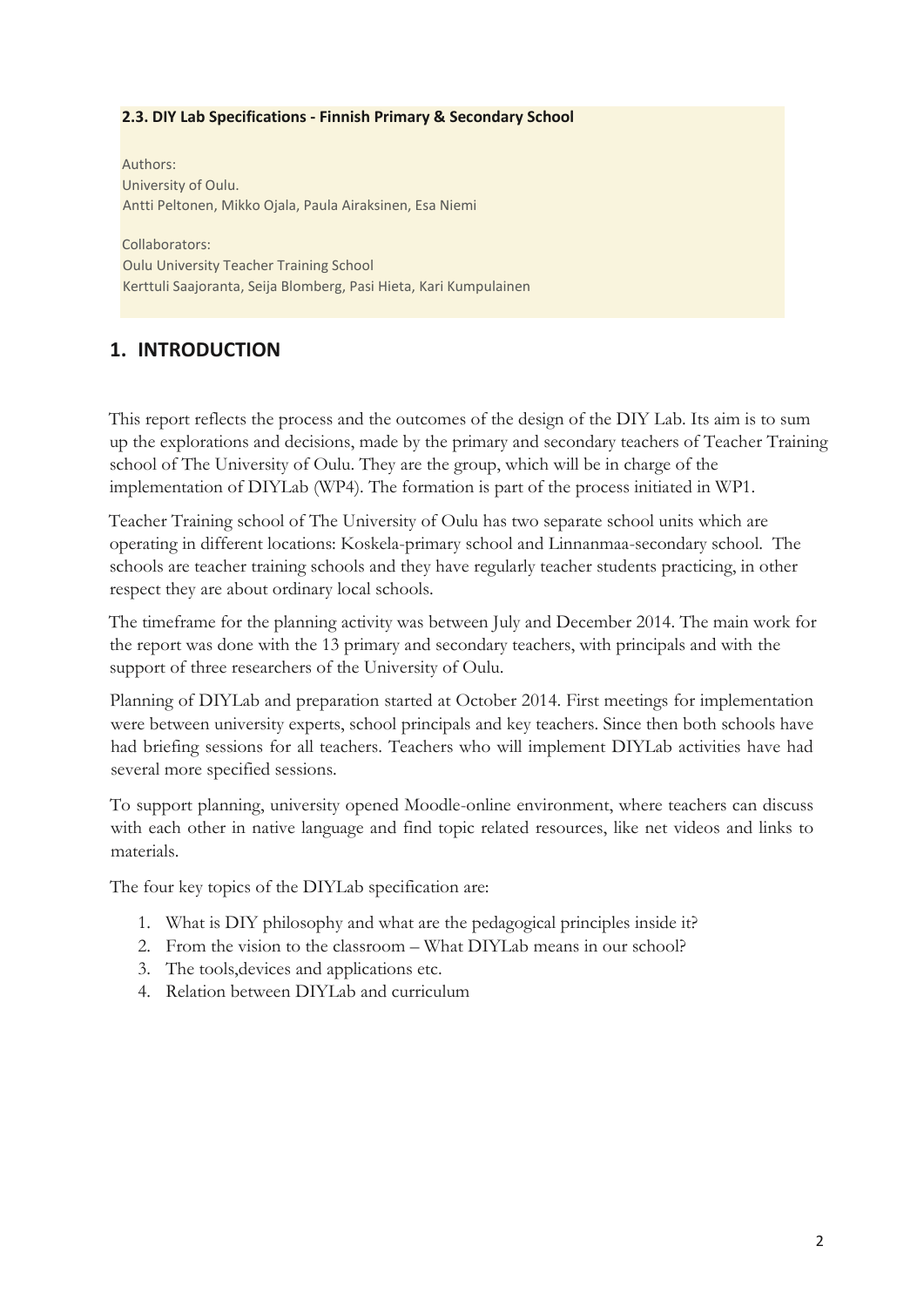**2.3. DIY Lab Specifications - Finnish Primary & Secondary School**

Authors:
University of Oulu.
Antti Peltonen, Mikko Ojala, Paula Airaksinen, Esa Niemi

Collaborators:
Oulu University Teacher Training School
Kerttuli Saajoranta, Seija Blomberg, Pasi Hieta, Kari Kumpulainen

# 1. INTRODUCTION

This report reflects the process and the outcomes of the design of the DIY Lab. Its aim is to sum up the explorations and decisions, made by the primary and secondary teachers of Teacher Training school of The University of Oulu. They are the group, which will be in charge of the implementation of DIYLab (WP4). The formation is part of the process initiated in WP1.

Teacher Training school of The University of Oulu has two separate school units which are operating in different locations: Koskela-primary school and Linnanmaa-secondary school. The schools are teacher training schools and they have regularly teacher students practicing, in other respect they are about ordinary local schools.

The timeframe for the planning activity was between July and December 2014. The main work for the report was done with the 13 primary and secondary teachers, with principals and with the support of three researchers of the University of Oulu.

Planning of DIYLab and preparation started at October 2014. First meetings for implementation were between university experts, school principals and key teachers. Since then both schools have had briefing sessions for all teachers. Teachers who will implement DIYLab activities have had several more specified sessions.

To support planning, university opened Moodle-online environment, where teachers can discuss with each other in native language and find topic related resources, like net videos and links to materials.

The four key topics of the DIYLab specification are:

1. What is DIY philosophy and what are the pedagogical principles inside it?
2. From the vision to the classroom – What DIYLab means in our school?
3. The tools,devices and applications etc.
4. Relation between DIYLab and curriculum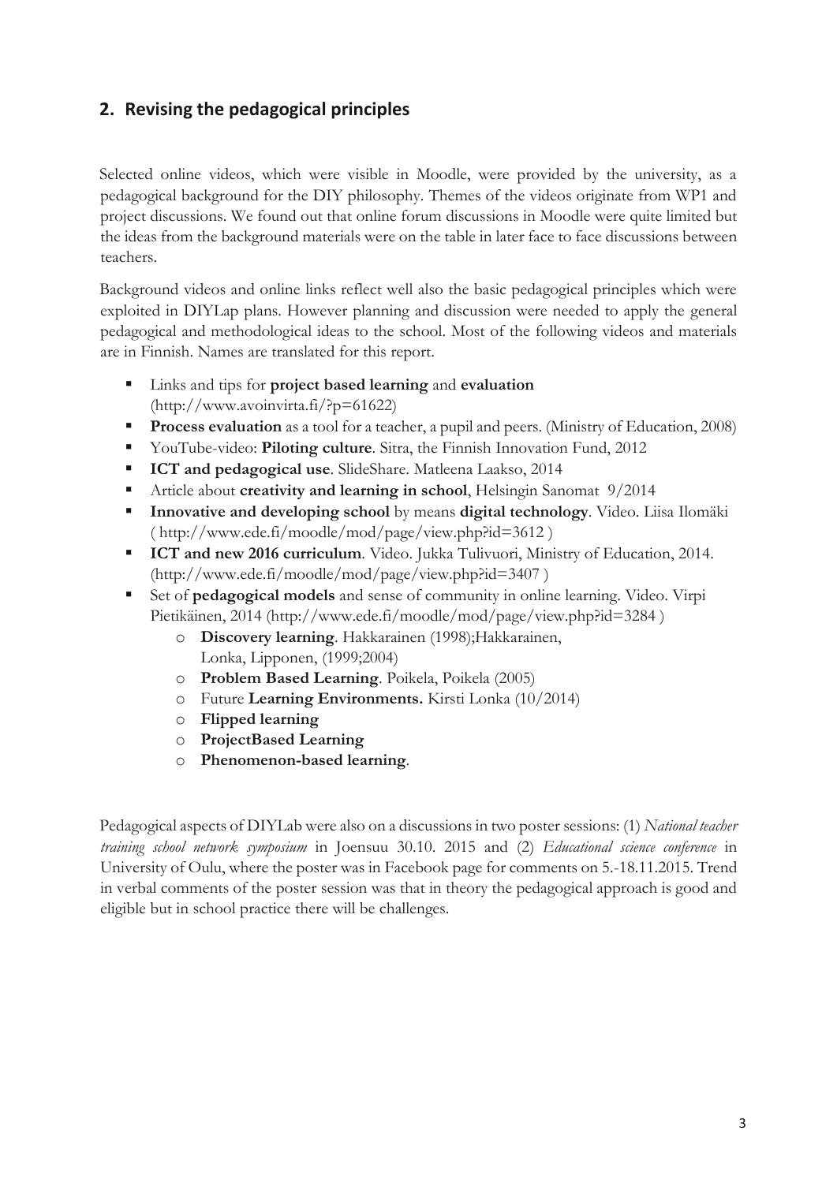## 2. Revising the pedagogical principles

Selected online videos, which were visible in Moodle, were provided by the university, as a pedagogical background for the DIY philosophy. Themes of the videos originate from WP1 and project discussions. We found out that online forum discussions in Moodle were quite limited but the ideas from the background materials were on the table in later face to face discussions between teachers.

Background videos and online links reflect well also the basic pedagogical principles which were exploited in DIYLap plans. However planning and discussion were needed to apply the general pedagogical and methodological ideas to the school. Most of the following videos and materials are in Finnish. Names are translated for this report.

- Links and tips for **project based learning** and **evaluation** (http://www.avoinvirta.fi/?p=61622)
- **Process evaluation** as a tool for a teacher, a pupil and peers. (Ministry of Education, 2008)
- YouTube-video: **Piloting culture**. Sitra, the Finnish Innovation Fund, 2012
- **ICT and pedagogical use**. SlideShare. Matleena Laakso, 2014
- Article about **creativity and learning in school**, Helsingin Sanomat 9/2014
- **Innovative and developing school** by means **digital technology**. Video. Liisa Ilomäki ( http://www.ede.fi/moodle/mod/page/view.php?id=3612 )
- **ICT and new 2016 curriculum**. Video. Jukka Tulivuori, Ministry of Education, 2014. (http://www.ede.fi/moodle/mod/page/view.php?id=3407 )
- Set of **pedagogical models** and sense of community in online learning. Video. Virpi Pietikäinen, 2014 (http://www.ede.fi/moodle/mod/page/view.php?id=3284 )
    - **Discovery learning**. Hakkarainen (1998);Hakkarainen, Lonka, Lipponen, (1999;2004)
    - **Problem Based Learning**. Poikela, Poikela (2005)
    - Future **Learning Environments.** Kirsti Lonka (10/2014)
    - **Flipped learning**
    - **ProjectBased Learning**
    - **Phenomenon-based learning**.

Pedagogical aspects of DIYLab were also on a discussions in two poster sessions: (1) *National teacher training school network symposium* in Joensuu 30.10. 2015 and (2) *Educational science conference* in University of Oulu, where the poster was in Facebook page for comments on 5.-18.11.2015. Trend in verbal comments of the poster session was that in theory the pedagogical approach is good and eligible but in school practice there will be challenges.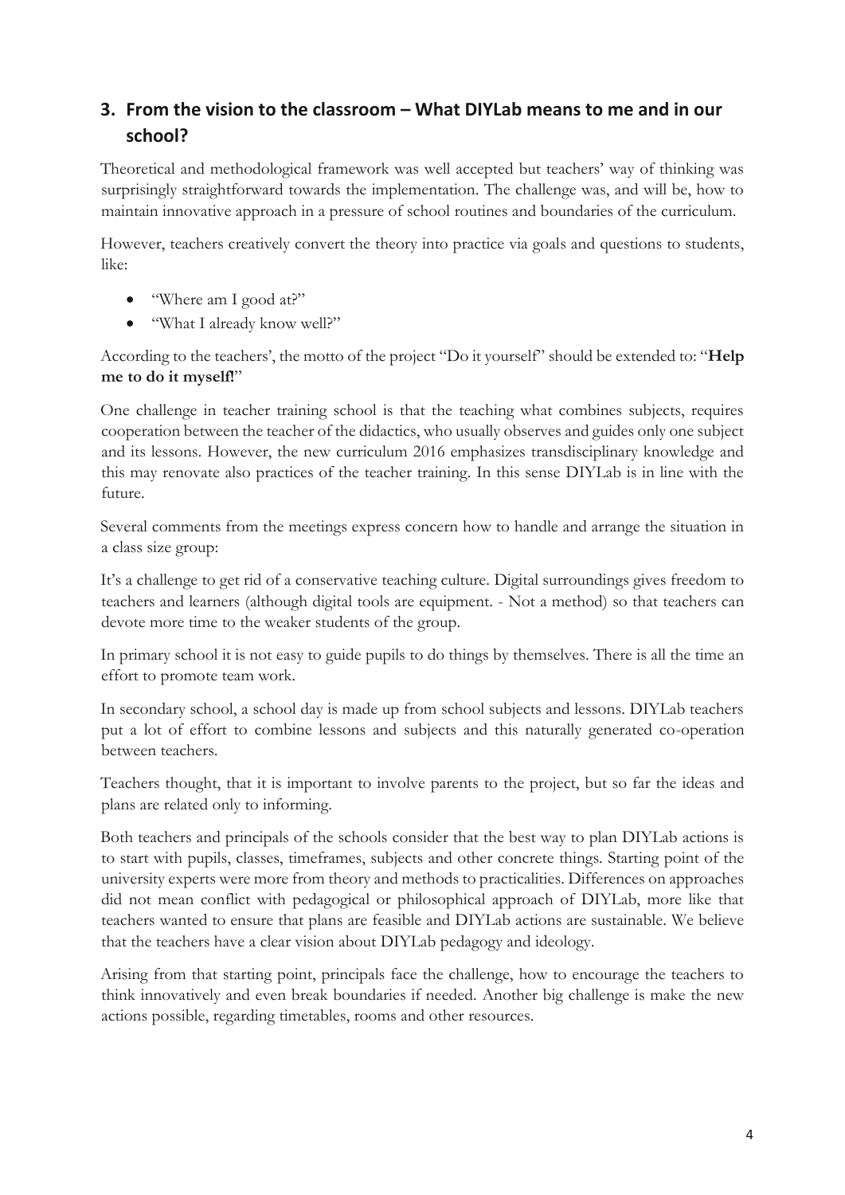## 3. From the vision to the classroom – What DIYLab means to me and in our school?

Theoretical and methodological framework was well accepted but teachers' way of thinking was surprisingly straightforward towards the implementation. The challenge was, and will be, how to maintain innovative approach in a pressure of school routines and boundaries of the curriculum.

However, teachers creatively convert the theory into practice via goals and questions to students, like:

- "Where am I good at?"
- "What I already know well?"

According to the teachers', the motto of the project "Do it yourself" should be extended to: "**Help me to do it myself!**"

One challenge in teacher training school is that the teaching what combines subjects, requires cooperation between the teacher of the didactics, who usually observes and guides only one subject and its lessons. However, the new curriculum 2016 emphasizes transdisciplinary knowledge and this may renovate also practices of the teacher training. In this sense DIYLab is in line with the future.

Several comments from the meetings express concern how to handle and arrange the situation in a class size group:

It's a challenge to get rid of a conservative teaching culture. Digital surroundings gives freedom to teachers and learners (although digital tools are equipment. - Not a method) so that teachers can devote more time to the weaker students of the group.

In primary school it is not easy to guide pupils to do things by themselves. There is all the time an effort to promote team work.

In secondary school, a school day is made up from school subjects and lessons. DIYLab teachers put a lot of effort to combine lessons and subjects and this naturally generated co-operation between teachers.

Teachers thought, that it is important to involve parents to the project, but so far the ideas and plans are related only to informing.

Both teachers and principals of the schools consider that the best way to plan DIYLab actions is to start with pupils, classes, timeframes, subjects and other concrete things. Starting point of the university experts were more from theory and methods to practicalities. Differences on approaches did not mean conflict with pedagogical or philosophical approach of DIYLab, more like that teachers wanted to ensure that plans are feasible and DIYLab actions are sustainable. We believe that the teachers have a clear vision about DIYLab pedagogy and ideology.

Arising from that starting point, principals face the challenge, how to encourage the teachers to think innovatively and even break boundaries if needed. Another big challenge is make the new actions possible, regarding timetables, rooms and other resources.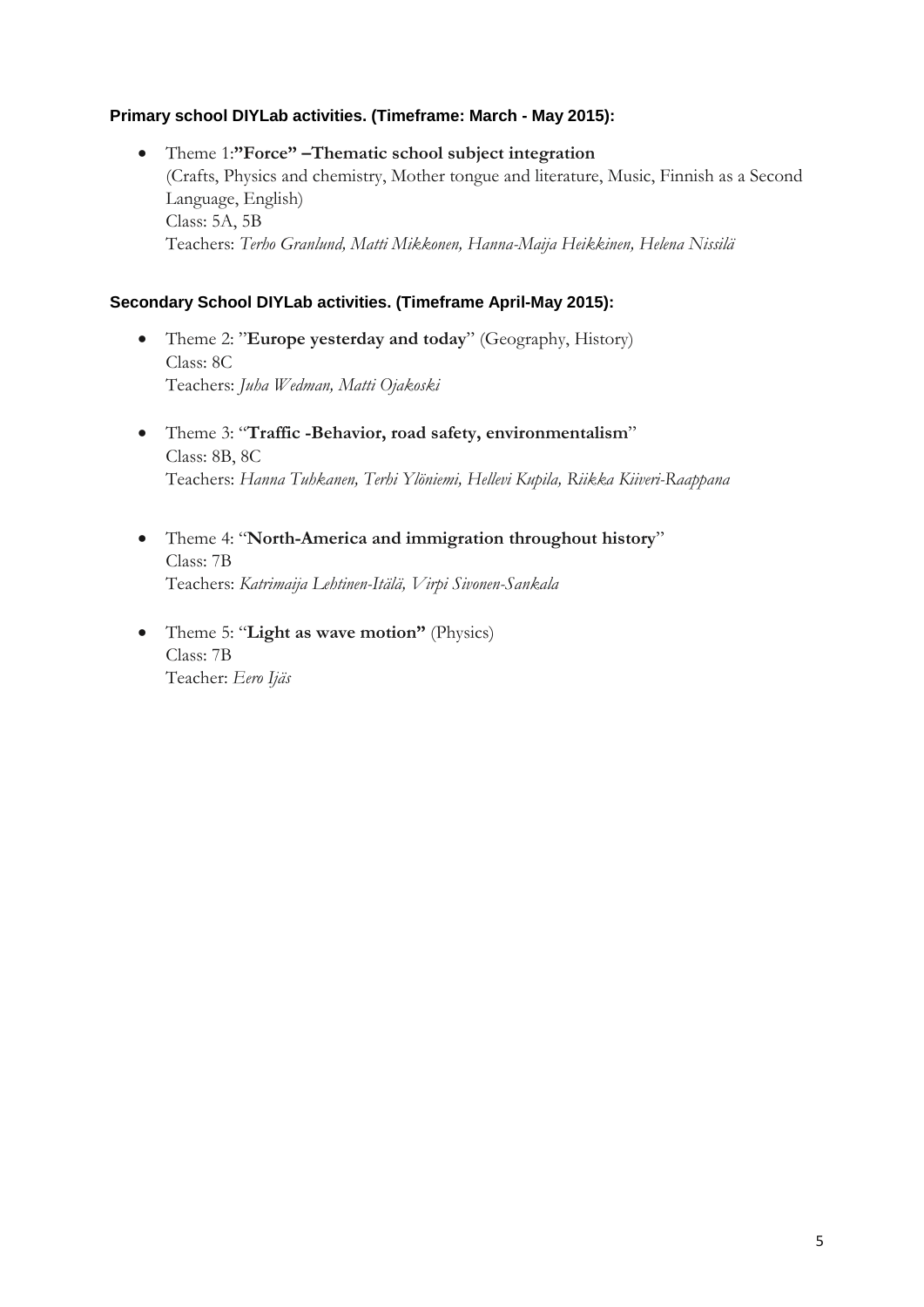**Primary school DIYLab activities. (Timeframe: March - May 2015):**

- Theme 1:**"Force" –Thematic school subject integration**
  (Crafts, Physics and chemistry, Mother tongue and literature, Music, Finnish as a Second Language, English)
  Class: 5A, 5B
  Teachers: *Terho Granlund, Matti Mikkonen, Hanna-Maija Heikkinen, Helena Nissilä*

**Secondary School DIYLab activities. (Timeframe April-May 2015):**

- Theme 2: "**Europe yesterday and today**" (Geography, History)
  Class: 8C
  Teachers: *Juha Wedman, Matti Ojakoski*

- Theme 3: "**Traffic -Behavior, road safety, environmentalism**"
  Class: 8B, 8C
  Teachers: *Hanna Tuhkanen, Terhi Ylöniemi, Hellevi Kupila, Riikka Kiiveri-Raappana*

- Theme 4: "**North-America and immigration throughout history**"
  Class: 7B
  Teachers: *Katrimaija Lehtinen-Itälä, Virpi Sivonen-Sankala*

- Theme 5: "**Light as wave motion"** (Physics)
  Class: 7B
  Teacher: *Eero Ijäs*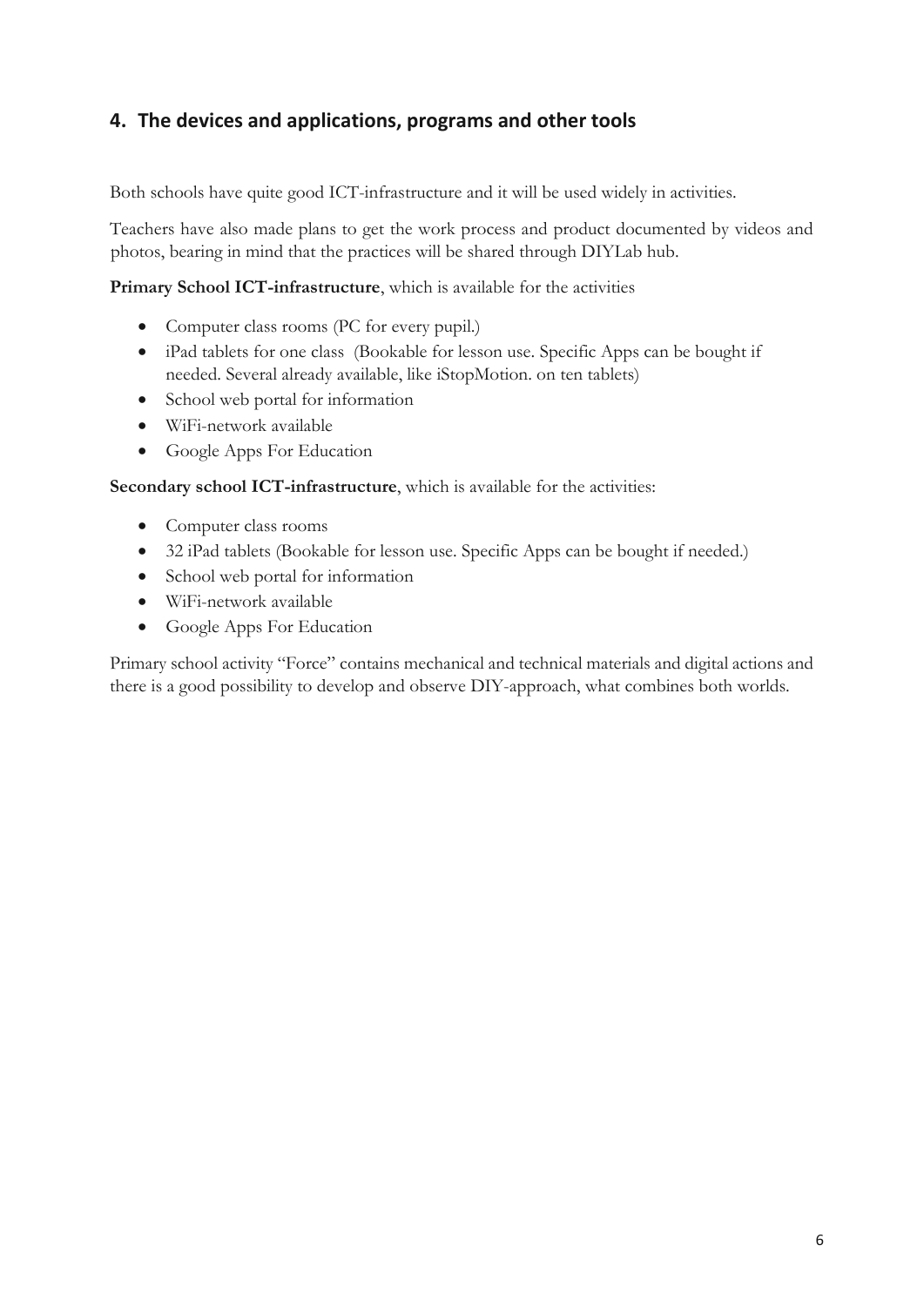## 4. The devices and applications, programs and other tools

Both schools have quite good ICT-infrastructure and it will be used widely in activities.

Teachers have also made plans to get the work process and product documented by videos and photos, bearing in mind that the practices will be shared through DIYLab hub.

**Primary School ICT-infrastructure**, which is available for the activities

- Computer class rooms (PC for every pupil.)
- iPad tablets for one class (Bookable for lesson use. Specific Apps can be bought if needed. Several already available, like iStopMotion. on ten tablets)
- School web portal for information
- WiFi-network available
- Google Apps For Education

**Secondary school ICT-infrastructure**, which is available for the activities:

- Computer class rooms
- 32 iPad tablets (Bookable for lesson use. Specific Apps can be bought if needed.)
- School web portal for information
- WiFi-network available
- Google Apps For Education

Primary school activity "Force" contains mechanical and technical materials and digital actions and there is a good possibility to develop and observe DIY-approach, what combines both worlds.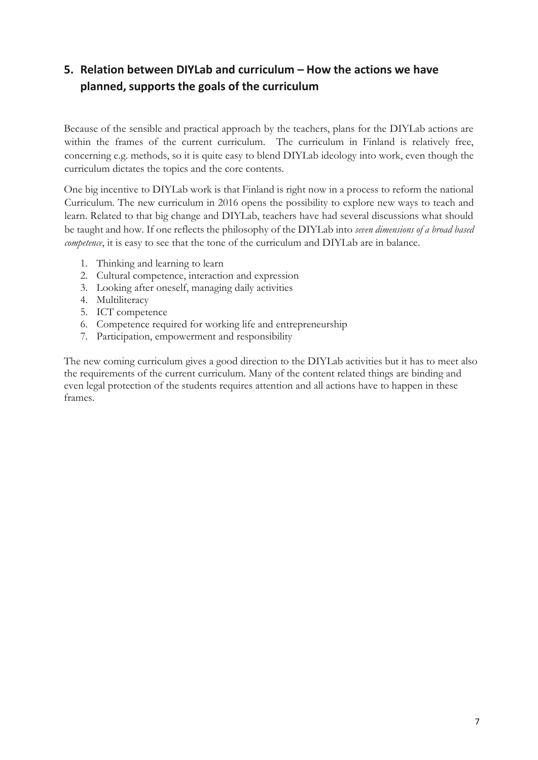## 5. Relation between DIYLab and curriculum – How the actions we have planned, supports the goals of the curriculum

Because of the sensible and practical approach by the teachers, plans for the DIYLab actions are within the frames of the current curriculum. The curriculum in Finland is relatively free, concerning e.g. methods, so it is quite easy to blend DIYLab ideology into work, even though the curriculum dictates the topics and the core contents.

One big incentive to DIYLab work is that Finland is right now in a process to reform the national Curriculum. The new curriculum in 2016 opens the possibility to explore new ways to teach and learn. Related to that big change and DIYLab, teachers have had several discussions what should be taught and how. If one reflects the philosophy of the DIYLab into *seven dimensions of a broad based competence*, it is easy to see that the tone of the curriculum and DIYLab are in balance.

1. Thinking and learning to learn
2. Cultural competence, interaction and expression
3. Looking after oneself, managing daily activities
4. Multiliteracy
5. ICT competence
6. Competence required for working life and entrepreneurship
7. Participation, empowerment and responsibility

The new coming curriculum gives a good direction to the DIYLab activities but it has to meet also the requirements of the current curriculum. Many of the content related things are binding and even legal protection of the students requires attention and all actions have to happen in these frames.